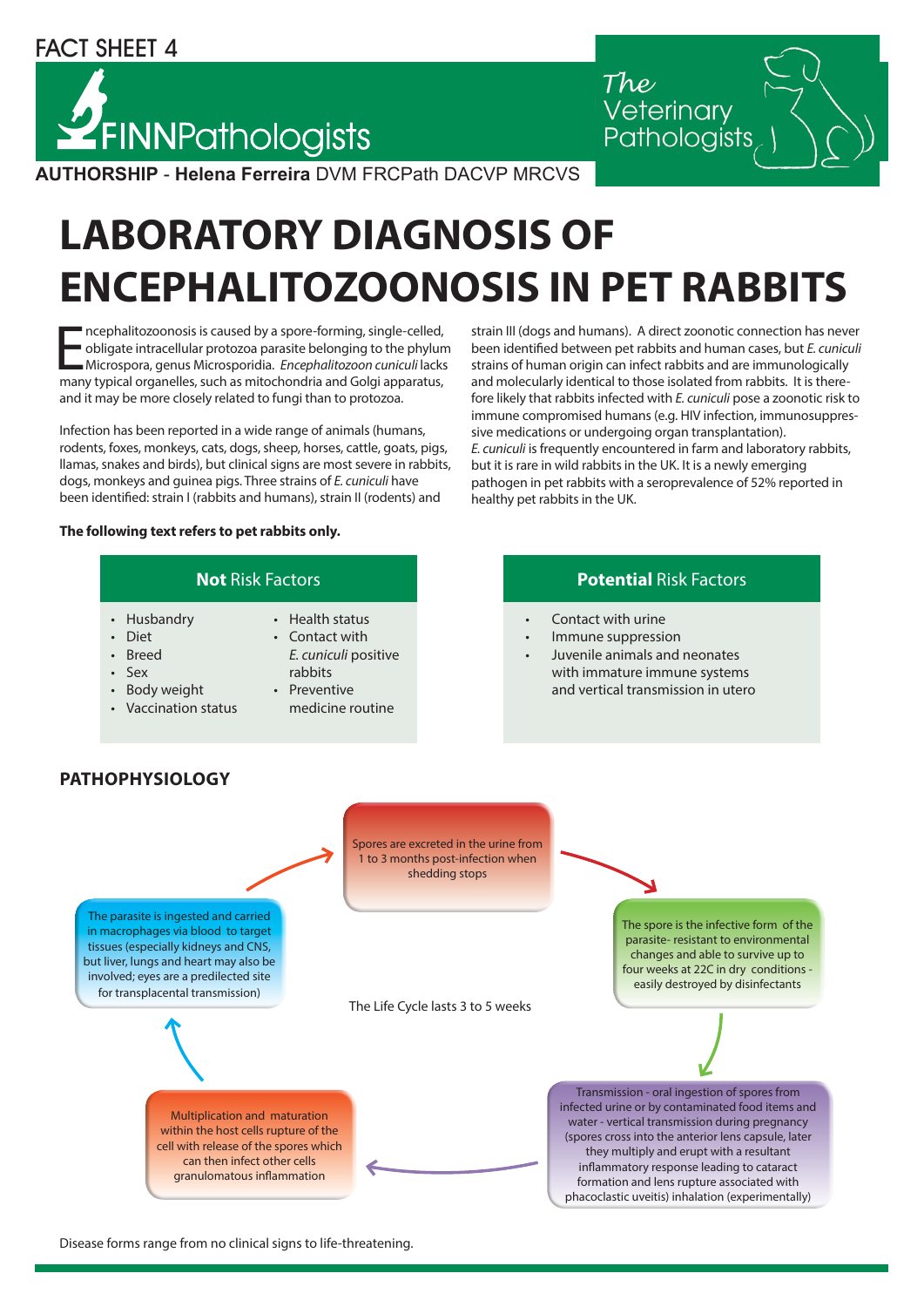FACT SHEET 4

FINNPathologists

The Veterinary Pathologists

**AUTHORSHIP** - **Helena Ferreira** DVM FRCPath DACVP MRCVS

# LABORATORY DIAGNOSIS OF ENCEPHALITOZOONOSIS IN PET RABBITS

Encephalitozoonosis is caused by a spore-forming, single-celled, obligate intracellular protozoa parasite belonging to the phylum Microspora, genus Microsporidia. *Encephalitozoon cuniculi* lacks many typical organelles, such as mitochondria and Golgi apparatus, and it may be more closely related to fungi than to protozoa.

Infection has been reported in a wide range of animals (humans, rodents, foxes, monkeys, cats, dogs, sheep, horses, cattle, goats, pigs, llamas, snakes and birds), but clinical signs are most severe in rabbits, dogs, monkeys and guinea pigs. Three strains of *E. cuniculi* have been identified: strain I (rabbits and humans), strain II (rodents) and strain III (dogs and humans). A direct zoonotic connection has never been identified between pet rabbits and human cases, but *E. cuniculi* strains of human origin can infect rabbits and are immunologically and molecularly identical to those isolated from rabbits. It is therefore likely that rabbits infected with *E. cuniculi* pose a zoonotic risk to immune compromised humans (e.g. HIV infection, immunosuppressive medications or undergoing organ transplantation). *E. cuniculi* is frequently encountered in farm and laboratory rabbits, but it is rare in wild rabbits in the UK. It is a newly emerging pathogen in pet rabbits with a seroprevalence of 52% reported in healthy pet rabbits in the UK.

**The following text refers to pet rabbits only.**

### **Not** Risk Factors

- Husbandry
- Diet
- Breed
- Sex
- Body weight
- Vaccination status
- Health status
- Contact with *E. cuniculi* positive rabbits
- Preventive medicine routine

### **Potential** Risk Factors

- Contact with urine
- Immune suppression
- Juvenile animals and neonates with immature immune systems and vertical transmission in utero

## PATHOPHYSIOLOGY

The Life Cycle lasts 3 to 5 weeks

1. Spores are excreted in the urine from 1 to 3 months post-infection when shedding stops
2. The spore is the infective form of the parasite- resistant to environmental changes and able to survive up to four weeks at 22C in dry conditions - easily destroyed by disinfectants
3. Transmission - oral ingestion of spores from infected urine or by contaminated food items and water - vertical transmission during pregnancy (spores cross into the anterior lens capsule, later they multiply and erupt with a resultant inflammatory response leading to cataract formation and lens rupture associated with phacoclastic uveitis) inhalation (experimentally)
4. Multiplication and maturation within the host cells rupture of the cell with release of the spores which can then infect other cells granulomatous inflammation
5. The parasite is ingested and carried in macrophages via blood to target tissues (especially kidneys and CNS, but liver, lungs and heart may also be involved; eyes are a predilected site for transplacental transmission)

Disease forms range from no clinical signs to life-threatening.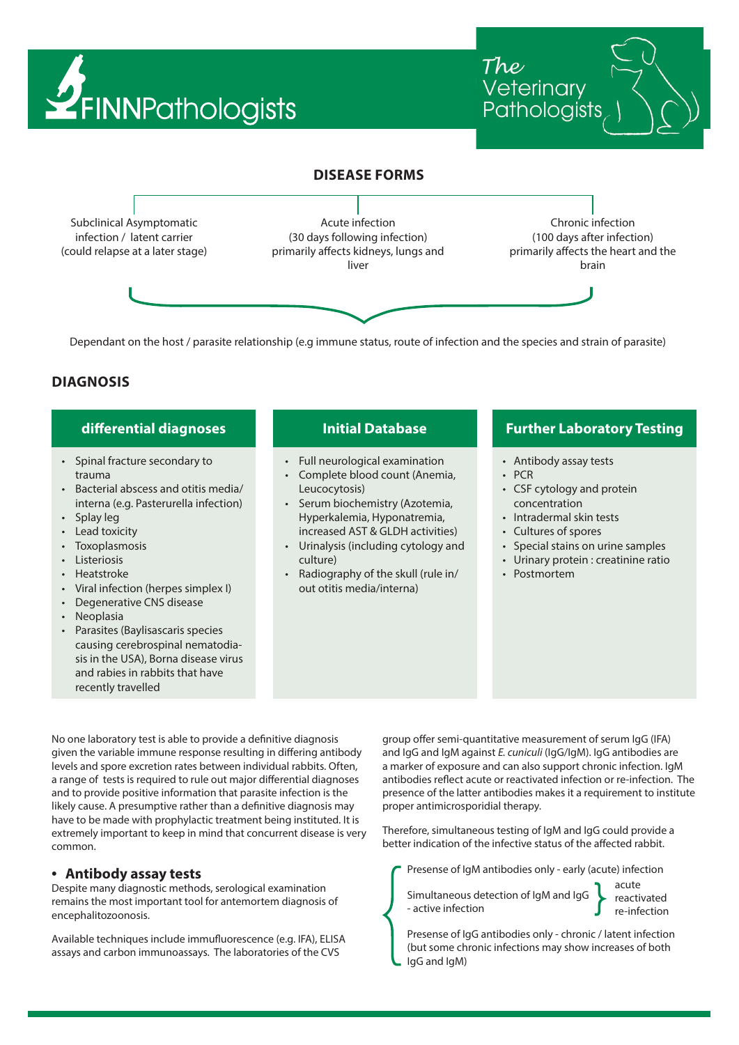## DISEASE FORMS

Subclinical Asymptomatic infection / latent carrier (could relapse at a later stage)

Acute infection (30 days following infection) primarily affects kidneys, lungs and liver

Chronic infection (100 days after infection) primarily affects the heart and the brain

Dependant on the host / parasite relationship (e.g immune status, route of infection and the species and strain of parasite)

## DIAGNOSIS

### differential diagnoses

- Spinal fracture secondary to trauma
- Bacterial abscess and otitis media/ interna (e.g. Pasterurella infection)
- Splay leg
- Lead toxicity
- Toxoplasmosis
- Listeriosis
- Heatstroke
- Viral infection (herpes simplex I)
- Degenerative CNS disease
- Neoplasia
- Parasites (Baylisascaris species causing cerebrospinal nematodiasis in the USA), Borna disease virus and rabies in rabbits that have recently travelled

### Initial Database

- Full neurological examination
- Complete blood count (Anemia, Leucocytosis)
- Serum biochemistry (Azotemia, Hyperkalemia, Hyponatremia, increased AST & GLDH activities)
- Urinalysis (including cytology and culture)
- Radiography of the skull (rule in/ out otitis media/interna)

### Further Laboratory Testing

- Antibody assay tests
- PCR
- CSF cytology and protein concentration
- Intradermal skin tests
- Cultures of spores
- Special stains on urine samples
- Urinary protein : creatinine ratio
- Postmortem

No one laboratory test is able to provide a definitive diagnosis given the variable immune response resulting in differing antibody levels and spore excretion rates between individual rabbits. Often, a range of tests is required to rule out major differential diagnoses and to provide positive information that parasite infection is the likely cause. A presumptive rather than a definitive diagnosis may have to be made with prophylactic treatment being instituted. It is extremely important to keep in mind that concurrent disease is very common.

### • Antibody assay tests

Despite many diagnostic methods, serological examination remains the most important tool for antemortem diagnosis of encephalitozoonosis.

Available techniques include immufluorescence (e.g. IFA), ELISA assays and carbon immunoassays. The laboratories of the CVS group offer semi-quantitative measurement of serum IgG (IFA) and IgG and IgM against *E. cuniculi* (IgG/IgM). IgG antibodies are a marker of exposure and can also support chronic infection. IgM antibodies reflect acute or reactivated infection or re-infection. The presence of the latter antibodies makes it a requirement to institute proper antimicrosporidial therapy.

Therefore, simultaneous testing of IgM and IgG could provide a better indication of the infective status of the affected rabbit.

- Presense of IgM antibodies only - early (acute) infection
- Simultaneous detection of IgM and IgG - active infection (acute / reactivated / re-infection)
- Presense of IgG antibodies only - chronic / latent infection (but some chronic infections may show increases of both IgG and IgM)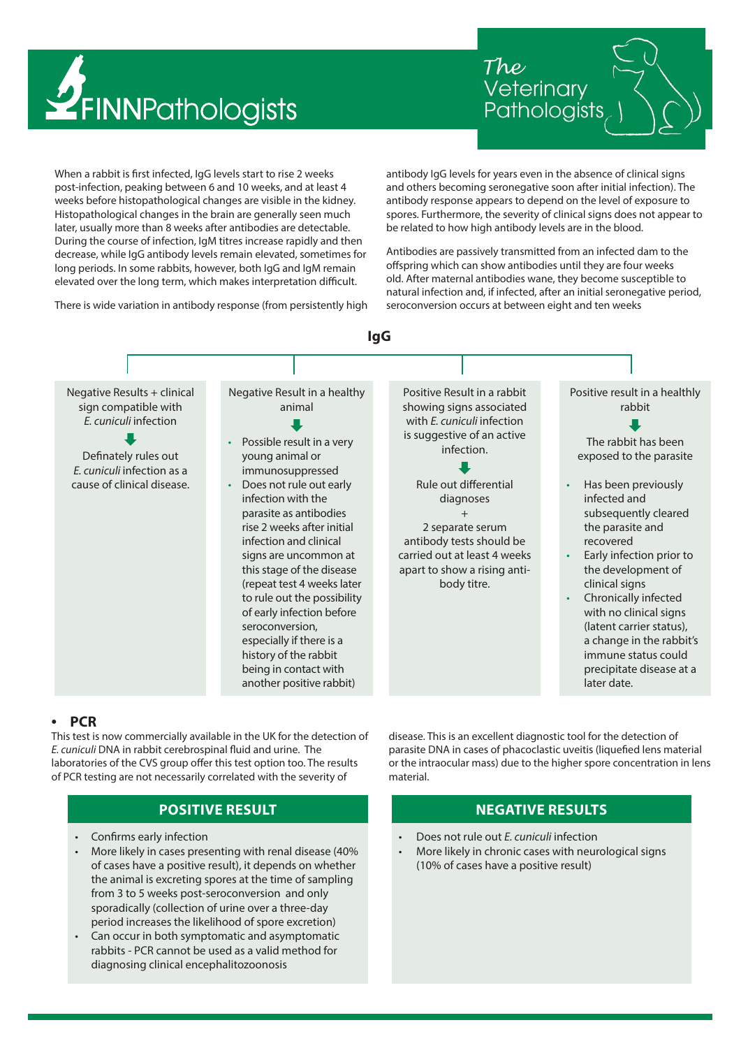When a rabbit is first infected, IgG levels start to rise 2 weeks post-infection, peaking between 6 and 10 weeks, and at least 4 weeks before histopathological changes are visible in the kidney. Histopathological changes in the brain are generally seen much later, usually more than 8 weeks after antibodies are detectable. During the course of infection, IgM titres increase rapidly and then decrease, while IgG antibody levels remain elevated, sometimes for long periods. In some rabbits, however, both IgG and IgM remain elevated over the long term, which makes interpretation difficult.

There is wide variation in antibody response (from persistently high antibody IgG levels for years even in the absence of clinical signs and others becoming seronegative soon after initial infection). The antibody response appears to depend on the level of exposure to spores. Furthermore, the severity of clinical signs does not appear to be related to how high antibody levels are in the blood.

Antibodies are passively transmitted from an infected dam to the offspring which can show antibodies until they are four weeks old. After maternal antibodies wane, they become susceptible to natural infection and, if infected, after an initial seronegative period, seroconversion occurs at between eight and ten weeks

**IgG**

**Negative Results + clinical sign compatible with *E. cuniculi* infection**

↓

Definately rules out *E. cuniculi* infection as a cause of clinical disease.

**Negative Result in a healthy animal**

↓

- Possible result in a very young animal or immunosuppressed
- Does not rule out early infection with the parasite as antibodies rise 2 weeks after initial infection and clinical signs are uncommon at this stage of the disease (repeat test 4 weeks later to rule out the possibility of early infection before seroconversion, especially if there is a history of the rabbit being in contact with another positive rabbit)

**Positive Result in a rabbit showing signs associated with *E. cuniculi* infection is suggestive of an active infection.**

↓

Rule out differential diagnoses

\+

2 separate serum antibody tests should be carried out at least 4 weeks apart to show a rising anti-body titre.

**Positive result in a healthy rabbit**

↓

The rabbit has been exposed to the parasite

- Has been previously infected and subsequently cleared the parasite and recovered
- Early infection prior to the development of clinical signs
- Chronically infected with no clinical signs (latent carrier status), a change in the rabbit's immune status could precipitate disease at a later date.

- **PCR**

This test is now commercially available in the UK for the detection of *E. cuniculi* DNA in rabbit cerebrospinal fluid and urine. The laboratories of the CVS group offer this test option too. The results of PCR testing are not necessarily correlated with the severity of disease. This is an excellent diagnostic tool for the detection of parasite DNA in cases of phacoclastic uveitis (liquefied lens material or the intraocular mass) due to the higher spore concentration in lens material.

### POSITIVE RESULT

- Confirms early infection
- More likely in cases presenting with renal disease (40% of cases have a positive result), it depends on whether the animal is excreting spores at the time of sampling from 3 to 5 weeks post-seroconversion and only sporadically (collection of urine over a three-day period increases the likelihood of spore excretion)
- Can occur in both symptomatic and asymptomatic rabbits - PCR cannot be used as a valid method for diagnosing clinical encephalitozoonosis

### NEGATIVE RESULTS

- Does not rule out *E. cuniculi* infection
- More likely in chronic cases with neurological signs (10% of cases have a positive result)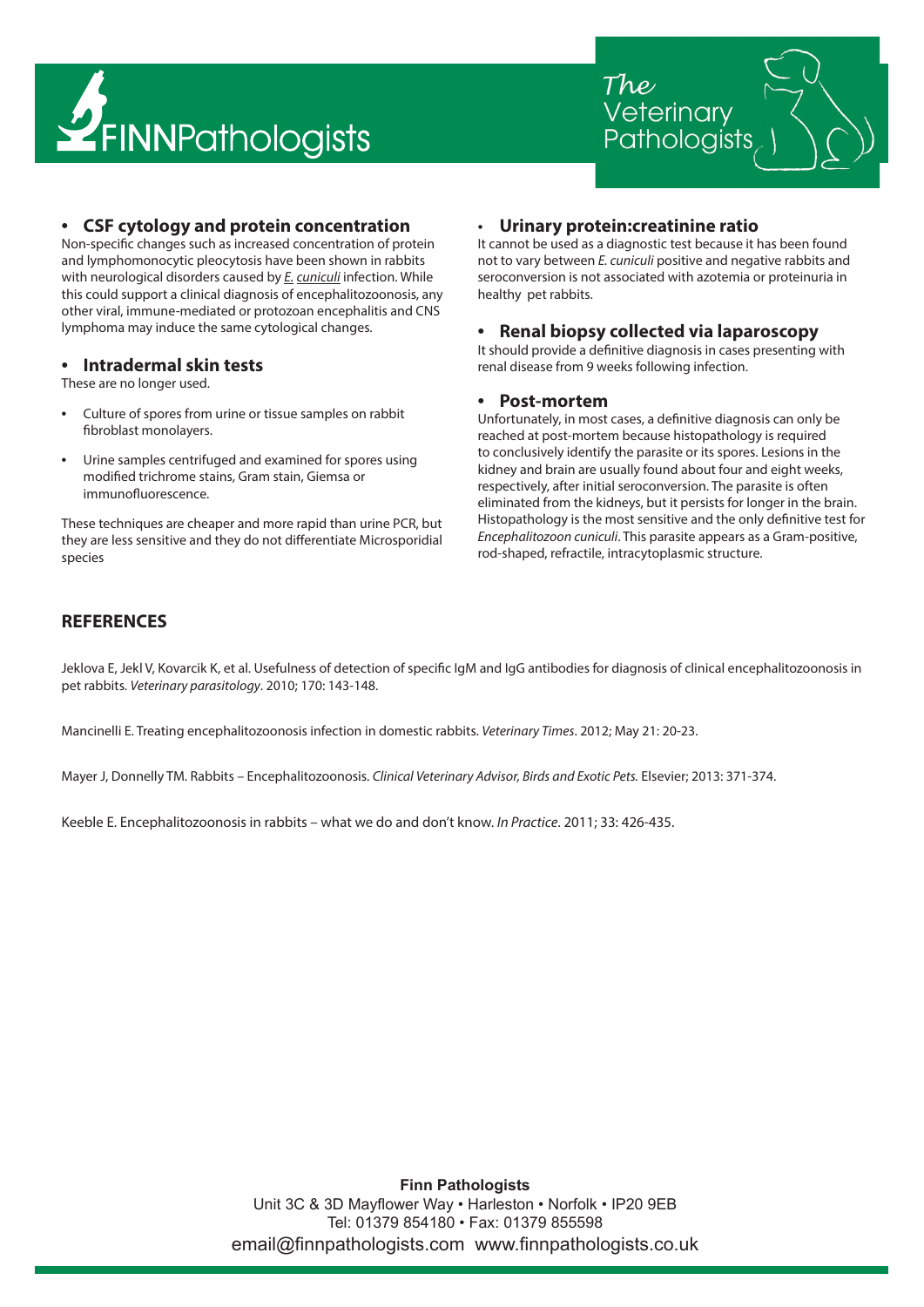- **CSF cytology and protein concentration**

Non-specific changes such as increased concentration of protein and lymphomonocytic pleocytosis have been shown in rabbits with neurological disorders caused by *E. cuniculi* infection. While this could support a clinical diagnosis of encephalitozoonosis, any other viral, immune-mediated or protozoan encephalitis and CNS lymphoma may induce the same cytological changes.

- **Intradermal skin tests**

These are no longer used.

- Culture of spores from urine or tissue samples on rabbit fibroblast monolayers.
- Urine samples centrifuged and examined for spores using modified trichrome stains, Gram stain, Giemsa or immunofluorescence.

These techniques are cheaper and more rapid than urine PCR, but they are less sensitive and they do not differentiate Microsporidial species

- **Urinary protein:creatinine ratio**

It cannot be used as a diagnostic test because it has been found not to vary between *E. cuniculi* positive and negative rabbits and seroconversion is not associated with azotemia or proteinuria in healthy pet rabbits.

- **Renal biopsy collected via laparoscopy**

It should provide a definitive diagnosis in cases presenting with renal disease from 9 weeks following infection.

- **Post-mortem**

Unfortunately, in most cases, a definitive diagnosis can only be reached at post-mortem because histopathology is required to conclusively identify the parasite or its spores. Lesions in the kidney and brain are usually found about four and eight weeks, respectively, after initial seroconversion. The parasite is often eliminated from the kidneys, but it persists for longer in the brain. Histopathology is the most sensitive and the only definitive test for *Encephalitozoon cuniculi*. This parasite appears as a Gram-positive, rod-shaped, refractile, intracytoplasmic structure.

## REFERENCES

Jeklova E, Jekl V, Kovarcik K, et al. Usefulness of detection of specific IgM and IgG antibodies for diagnosis of clinical encephalitozoonosis in pet rabbits. *Veterinary parasitology*. 2010; 170: 143-148.

Mancinelli E. Treating encephalitozoonosis infection in domestic rabbits. *Veterinary Times*. 2012; May 21: 20-23.

Mayer J, Donnelly TM. Rabbits – Encephalitozoonosis. *Clinical Veterinary Advisor, Birds and Exotic Pets.* Elsevier; 2013: 371-374.

Keeble E. Encephalitozoonosis in rabbits – what we do and don't know. *In Practice*. 2011; 33: 426-435.

**Finn Pathologists**
Unit 3C & 3D Mayflower Way • Harleston • Norfolk • IP20 9EB
Tel: 01379 854180 • Fax: 01379 855598
email@finnpathologists.com www.finnpathologists.co.uk